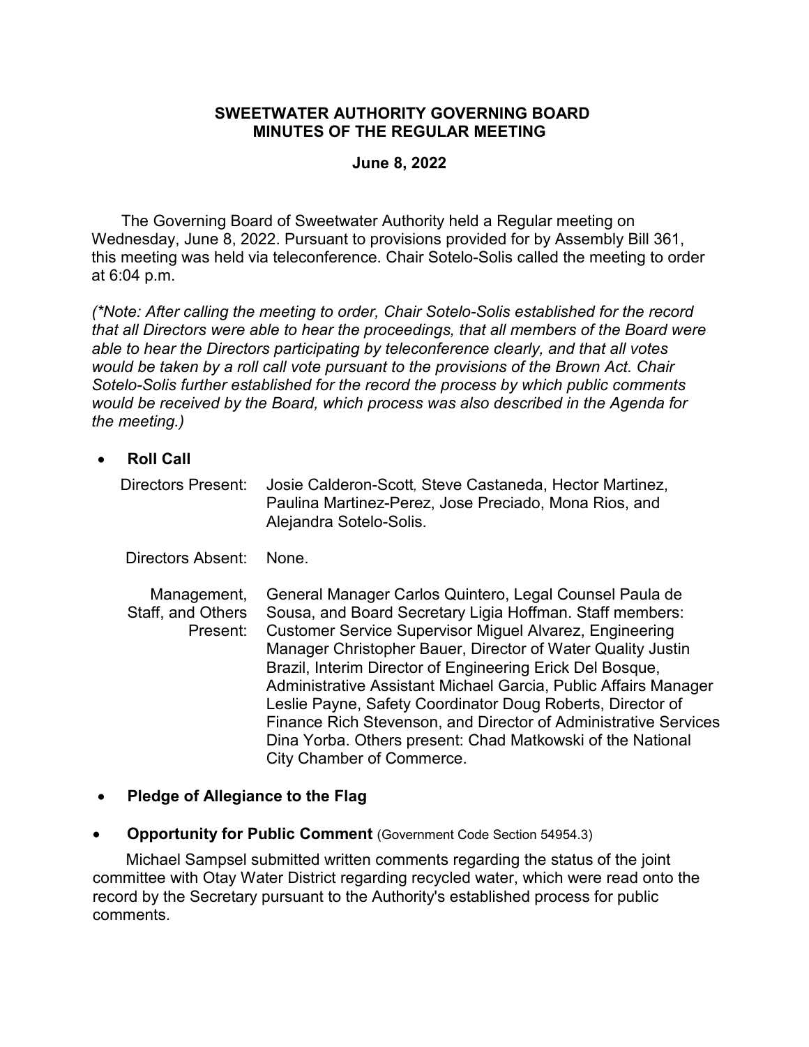# SWEETWATER AUTHORITY GOVERNING BOARD
## MINUTES OF THE REGULAR MEETING

**June 8, 2022**

The Governing Board of Sweetwater Authority held a Regular meeting on Wednesday, June 8, 2022. Pursuant to provisions provided for by Assembly Bill 361, this meeting was held via teleconference. Chair Sotelo-Solis called the meeting to order at 6:04 p.m.

*(\*Note: After calling the meeting to order, Chair Sotelo-Solis established for the record that all Directors were able to hear the proceedings, that all members of the Board were able to hear the Directors participating by teleconference clearly, and that all votes would be taken by a roll call vote pursuant to the provisions of the Brown Act. Chair Sotelo-Solis further established for the record the process by which public comments would be received by the Board, which process was also described in the Agenda for the meeting.)*

- **Roll Call**

| | |
|---|---|
| Directors Present: | Josie Calderon-Scott, Steve Castaneda, Hector Martinez, Paulina Martinez-Perez, Jose Preciado, Mona Rios, and Alejandra Sotelo-Solis. |
| Directors Absent: | None. |
| Management, Staff, and Others Present: | General Manager Carlos Quintero, Legal Counsel Paula de Sousa, and Board Secretary Ligia Hoffman. Staff members: Customer Service Supervisor Miguel Alvarez, Engineering Manager Christopher Bauer, Director of Water Quality Justin Brazil, Interim Director of Engineering Erick Del Bosque, Administrative Assistant Michael Garcia, Public Affairs Manager Leslie Payne, Safety Coordinator Doug Roberts, Director of Finance Rich Stevenson, and Director of Administrative Services Dina Yorba. Others present: Chad Matkowski of the National City Chamber of Commerce. |

- **Pledge of Allegiance to the Flag**

- **Opportunity for Public Comment** (Government Code Section 54954.3)

Michael Sampsel submitted written comments regarding the status of the joint committee with Otay Water District regarding recycled water, which were read onto the record by the Secretary pursuant to the Authority's established process for public comments.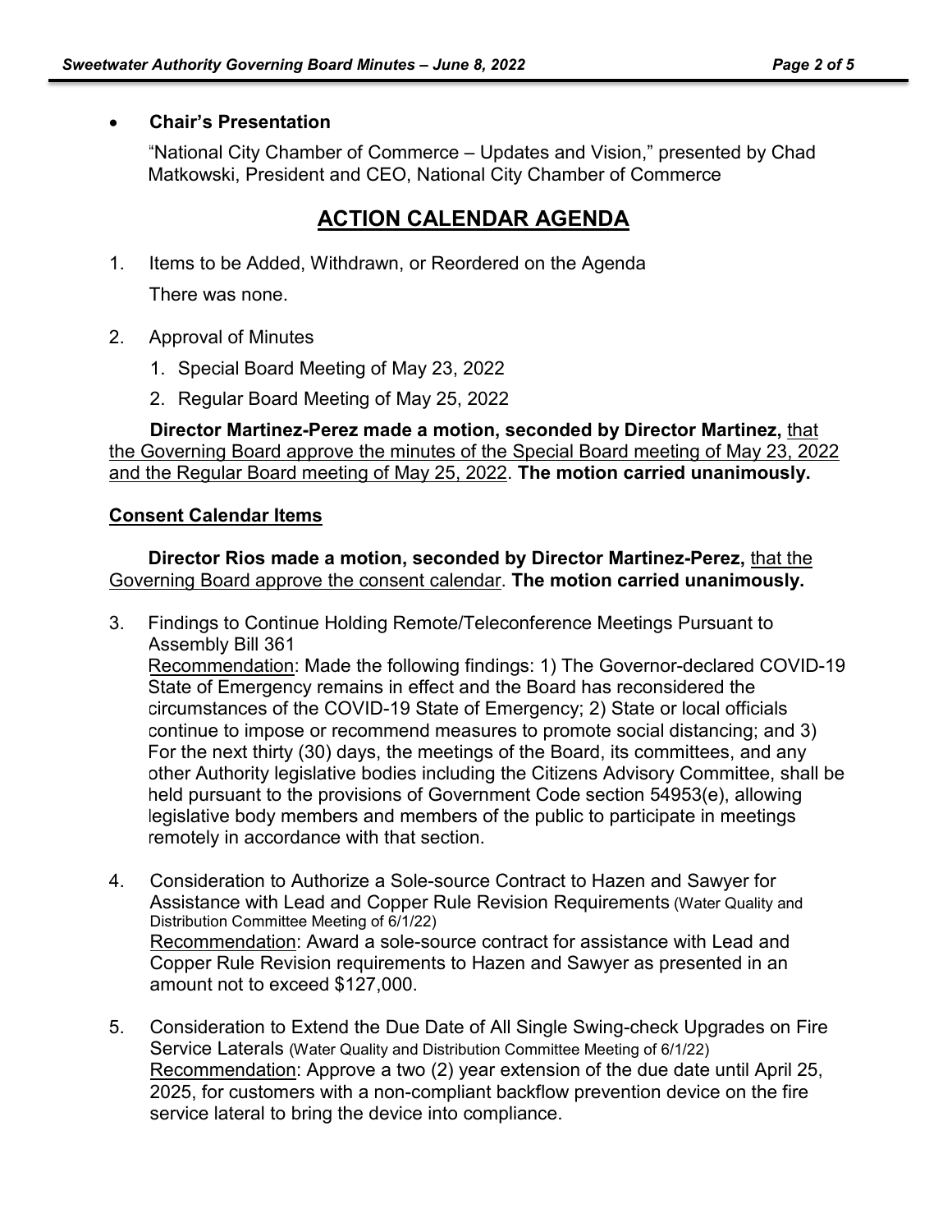- **Chair's Presentation**

  "National City Chamber of Commerce – Updates and Vision," presented by Chad Matkowski, President and CEO, National City Chamber of Commerce

## ACTION CALENDAR AGENDA

1. Items to be Added, Withdrawn, or Reordered on the Agenda

   There was none.

2. Approval of Minutes
   1. Special Board Meeting of May 23, 2022
   2. Regular Board Meeting of May 25, 2022

**Director Martinez-Perez made a motion, seconded by Director Martinez,** that the Governing Board approve the minutes of the Special Board meeting of May 23, 2022 and the Regular Board meeting of May 25, 2022. **The motion carried unanimously.**

**Consent Calendar Items**

**Director Rios made a motion, seconded by Director Martinez-Perez,** that the Governing Board approve the consent calendar. **The motion carried unanimously.**

3. Findings to Continue Holding Remote/Teleconference Meetings Pursuant to Assembly Bill 361
   Recommendation: Made the following findings: 1) The Governor-declared COVID-19 State of Emergency remains in effect and the Board has reconsidered the circumstances of the COVID-19 State of Emergency; 2) State or local officials continue to impose or recommend measures to promote social distancing; and 3) For the next thirty (30) days, the meetings of the Board, its committees, and any other Authority legislative bodies including the Citizens Advisory Committee, shall be held pursuant to the provisions of Government Code section 54953(e), allowing legislative body members and members of the public to participate in meetings remotely in accordance with that section.

4. Consideration to Authorize a Sole-source Contract to Hazen and Sawyer for Assistance with Lead and Copper Rule Revision Requirements (Water Quality and Distribution Committee Meeting of 6/1/22)
   Recommendation: Award a sole-source contract for assistance with Lead and Copper Rule Revision requirements to Hazen and Sawyer as presented in an amount not to exceed $127,000.

5. Consideration to Extend the Due Date of All Single Swing-check Upgrades on Fire Service Laterals (Water Quality and Distribution Committee Meeting of 6/1/22)
   Recommendation: Approve a two (2) year extension of the due date until April 25, 2025, for customers with a non-compliant backflow prevention device on the fire service lateral to bring the device into compliance.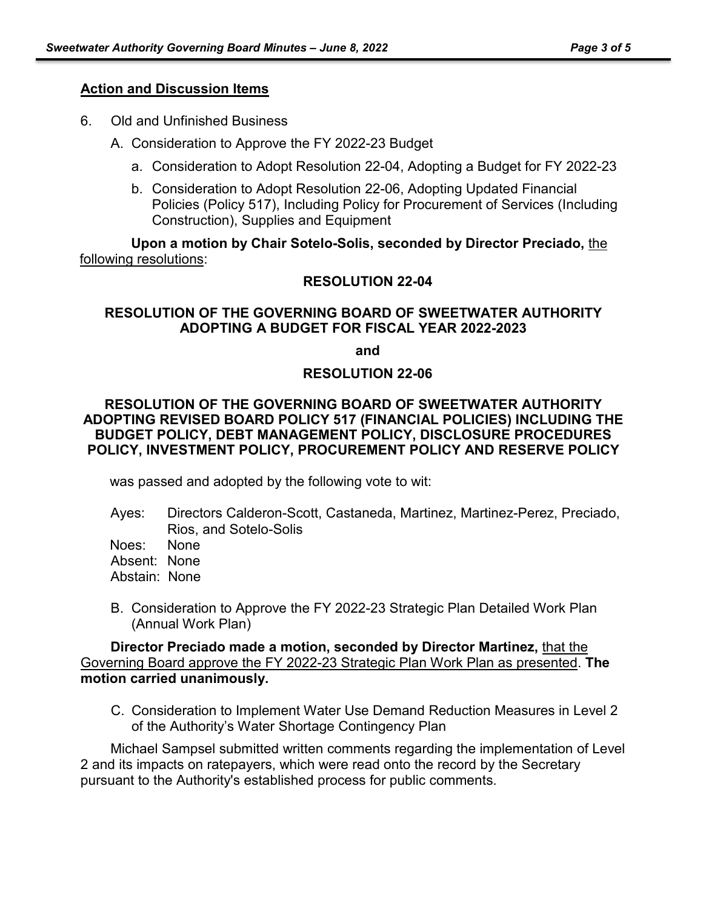**Action and Discussion Items**

6. Old and Unfinished Business

   A. Consideration to Approve the FY 2022-23 Budget

      a. Consideration to Adopt Resolution 22-04, Adopting a Budget for FY 2022-23

      b. Consideration to Adopt Resolution 22-06, Adopting Updated Financial Policies (Policy 517), Including Policy for Procurement of Services (Including Construction), Supplies and Equipment

**Upon a motion by Chair Sotelo-Solis, seconded by Director Preciado,** the following resolutions:

**RESOLUTION 22-04**

**RESOLUTION OF THE GOVERNING BOARD OF SWEETWATER AUTHORITY ADOPTING A BUDGET FOR FISCAL YEAR 2022-2023**

**and**

**RESOLUTION 22-06**

**RESOLUTION OF THE GOVERNING BOARD OF SWEETWATER AUTHORITY ADOPTING REVISED BOARD POLICY 517 (FINANCIAL POLICIES) INCLUDING THE BUDGET POLICY, DEBT MANAGEMENT POLICY, DISCLOSURE PROCEDURES POLICY, INVESTMENT POLICY, PROCUREMENT POLICY AND RESERVE POLICY**

was passed and adopted by the following vote to wit:

Ayes: Directors Calderon-Scott, Castaneda, Martinez, Martinez-Perez, Preciado, Rios, and Sotelo-Solis
Noes: None
Absent: None
Abstain: None

   B. Consideration to Approve the FY 2022-23 Strategic Plan Detailed Work Plan (Annual Work Plan)

**Director Preciado made a motion, seconded by Director Martinez,** that the Governing Board approve the FY 2022-23 Strategic Plan Work Plan as presented. **The motion carried unanimously.**

   C. Consideration to Implement Water Use Demand Reduction Measures in Level 2 of the Authority's Water Shortage Contingency Plan

Michael Sampsel submitted written comments regarding the implementation of Level 2 and its impacts on ratepayers, which were read onto the record by the Secretary pursuant to the Authority's established process for public comments.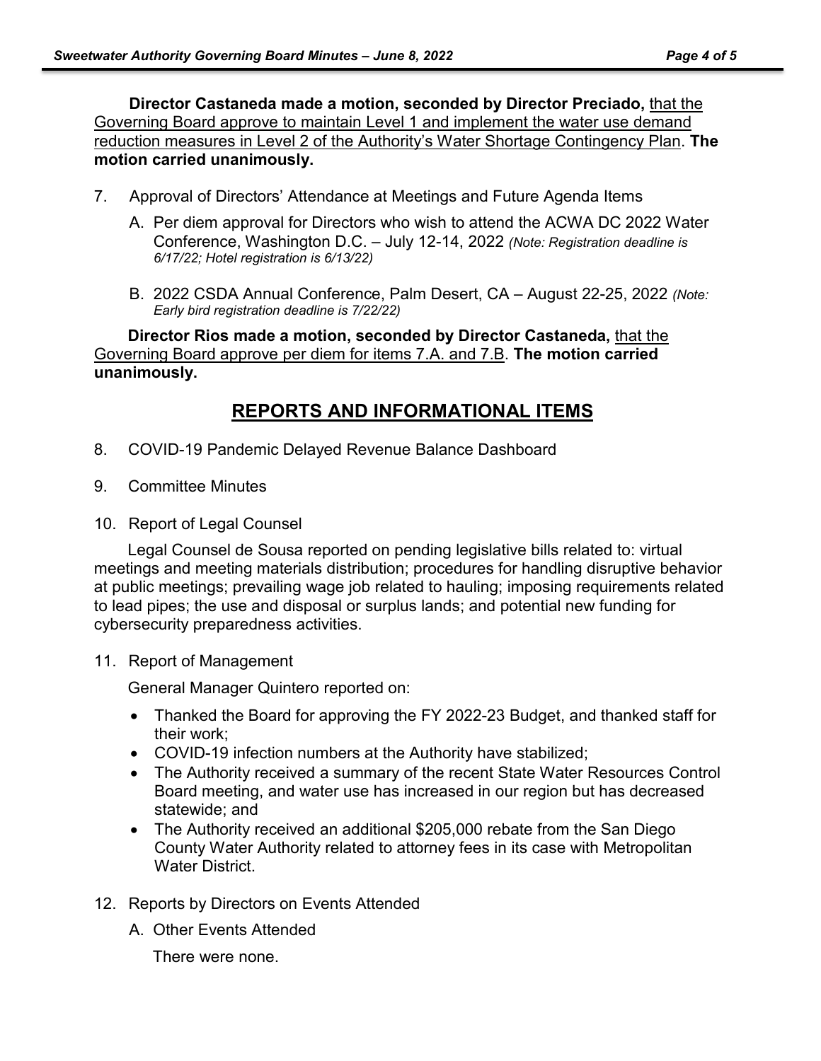**Director Castaneda made a motion, seconded by Director Preciado,** <u>that the Governing Board approve to maintain Level 1 and implement the water use demand reduction measures in Level 2 of the Authority's Water Shortage Contingency Plan</u>. **The motion carried unanimously.**

7. Approval of Directors' Attendance at Meetings and Future Agenda Items

   A. Per diem approval for Directors who wish to attend the ACWA DC 2022 Water Conference, Washington D.C. – July 12-14, 2022 *(Note: Registration deadline is 6/17/22; Hotel registration is 6/13/22)*

   B. 2022 CSDA Annual Conference, Palm Desert, CA – August 22-25, 2022 *(Note: Early bird registration deadline is 7/22/22)*

**Director Rios made a motion, seconded by Director Castaneda,** <u>that the Governing Board approve per diem for items 7.A. and 7.B</u>. **The motion carried unanimously.**

## REPORTS AND INFORMATIONAL ITEMS

8. COVID-19 Pandemic Delayed Revenue Balance Dashboard

9. Committee Minutes

10. Report of Legal Counsel

    Legal Counsel de Sousa reported on pending legislative bills related to: virtual meetings and meeting materials distribution; procedures for handling disruptive behavior at public meetings; prevailing wage job related to hauling; imposing requirements related to lead pipes; the use and disposal or surplus lands; and potential new funding for cybersecurity preparedness activities.

11. Report of Management

    General Manager Quintero reported on:

    - Thanked the Board for approving the FY 2022-23 Budget, and thanked staff for their work;
    - COVID-19 infection numbers at the Authority have stabilized;
    - The Authority received a summary of the recent State Water Resources Control Board meeting, and water use has increased in our region but has decreased statewide; and
    - The Authority received an additional $205,000 rebate from the San Diego County Water Authority related to attorney fees in its case with Metropolitan Water District.

12. Reports by Directors on Events Attended

    A. Other Events Attended

       There were none.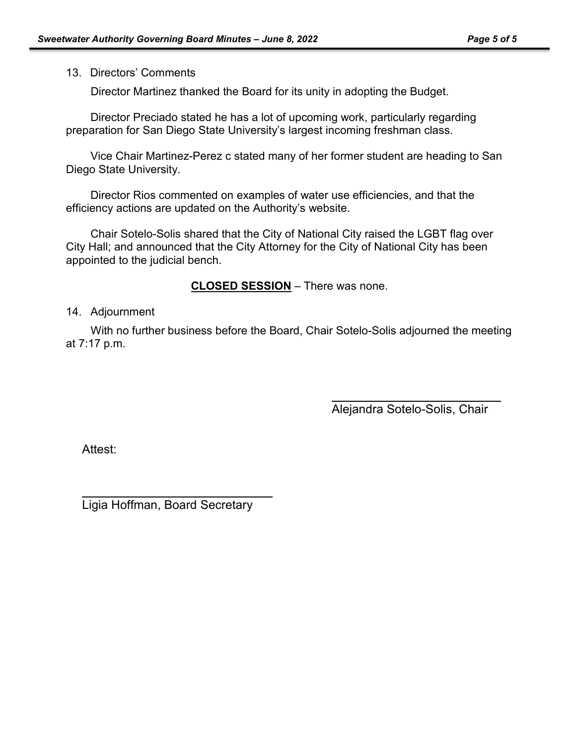13. Directors' Comments

Director Martinez thanked the Board for its unity in adopting the Budget.

Director Preciado stated he has a lot of upcoming work, particularly regarding preparation for San Diego State University's largest incoming freshman class.

Vice Chair Martinez-Perez c stated many of her former student are heading to San Diego State University.

Director Rios commented on examples of water use efficiencies, and that the efficiency actions are updated on the Authority's website.

Chair Sotelo-Solis shared that the City of National City raised the LGBT flag over City Hall; and announced that the City Attorney for the City of National City has been appointed to the judicial bench.

**CLOSED SESSION** – There was none.

14. Adjournment

With no further business before the Board, Chair Sotelo-Solis adjourned the meeting at 7:17 p.m.

Alejandra Sotelo-Solis, Chair

Attest:

Ligia Hoffman, Board Secretary